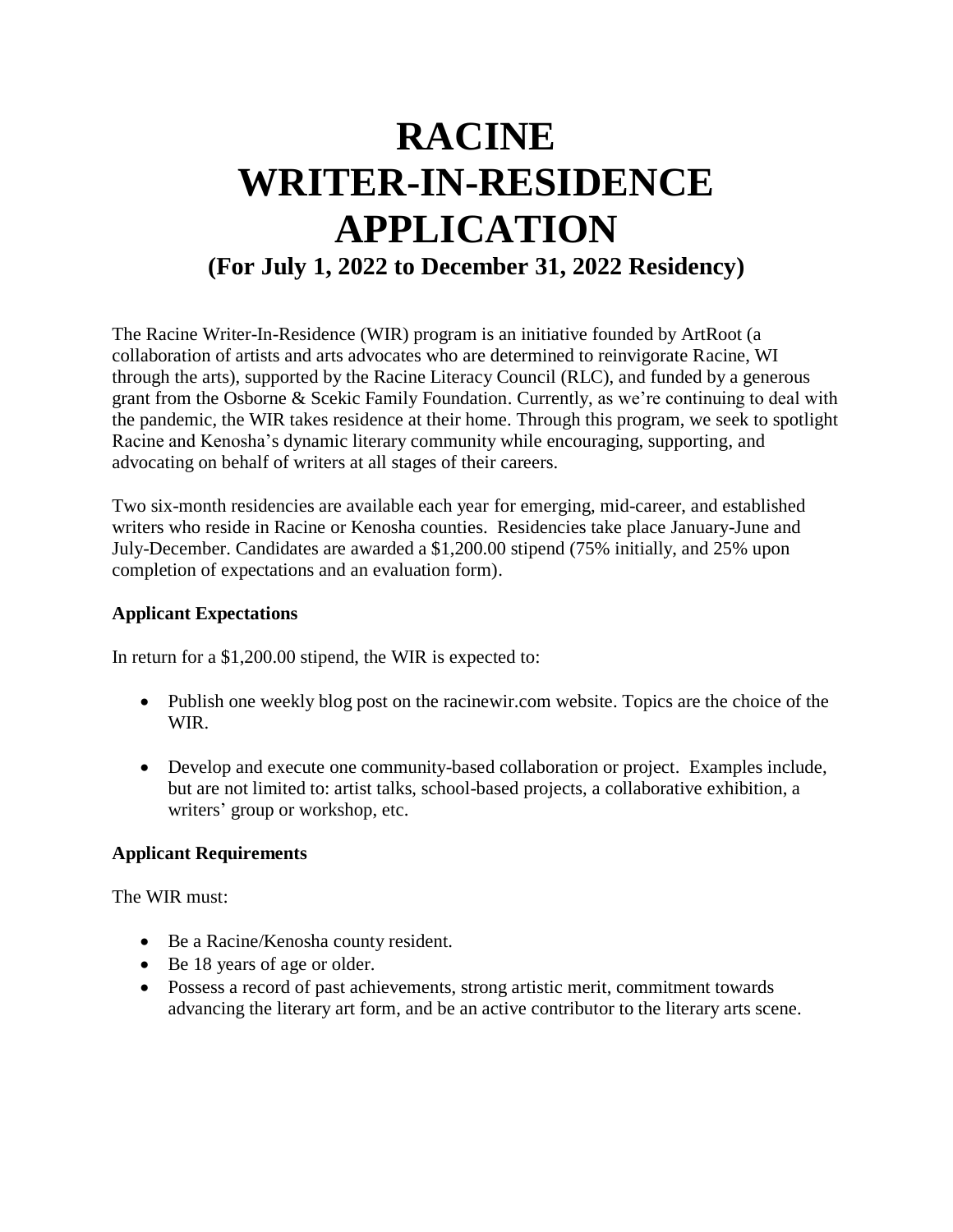# RACINE WRITER-IN-RESIDENCE APPLICATION

## (For July 1, 2022 to December 31, 2022 Residency)

The Racine Writer-In-Residence (WIR) program is an initiative founded by ArtRoot (a collaboration of artists and arts advocates who are determined to reinvigorate Racine, WI through the arts), supported by the Racine Literacy Council (RLC), and funded by a generous grant from the Osborne & Scekic Family Foundation. Currently, as we're continuing to deal with the pandemic, the WIR takes residence at their home. Through this program, we seek to spotlight Racine and Kenosha's dynamic literary community while encouraging, supporting, and advocating on behalf of writers at all stages of their careers.

Two six-month residencies are available each year for emerging, mid-career, and established writers who reside in Racine or Kenosha counties. Residencies take place January-June and July-December. Candidates are awarded a $1,200.00 stipend (75% initially, and 25% upon completion of expectations and an evaluation form).

**Applicant Expectations**

In return for a $1,200.00 stipend, the WIR is expected to:

- Publish one weekly blog post on the racinewir.com website. Topics are the choice of the WIR.
- Develop and execute one community-based collaboration or project. Examples include, but are not limited to: artist talks, school-based projects, a collaborative exhibition, a writers' group or workshop, etc.

**Applicant Requirements**

The WIR must:

- Be a Racine/Kenosha county resident.
- Be 18 years of age or older.
- Possess a record of past achievements, strong artistic merit, commitment towards advancing the literary art form, and be an active contributor to the literary arts scene.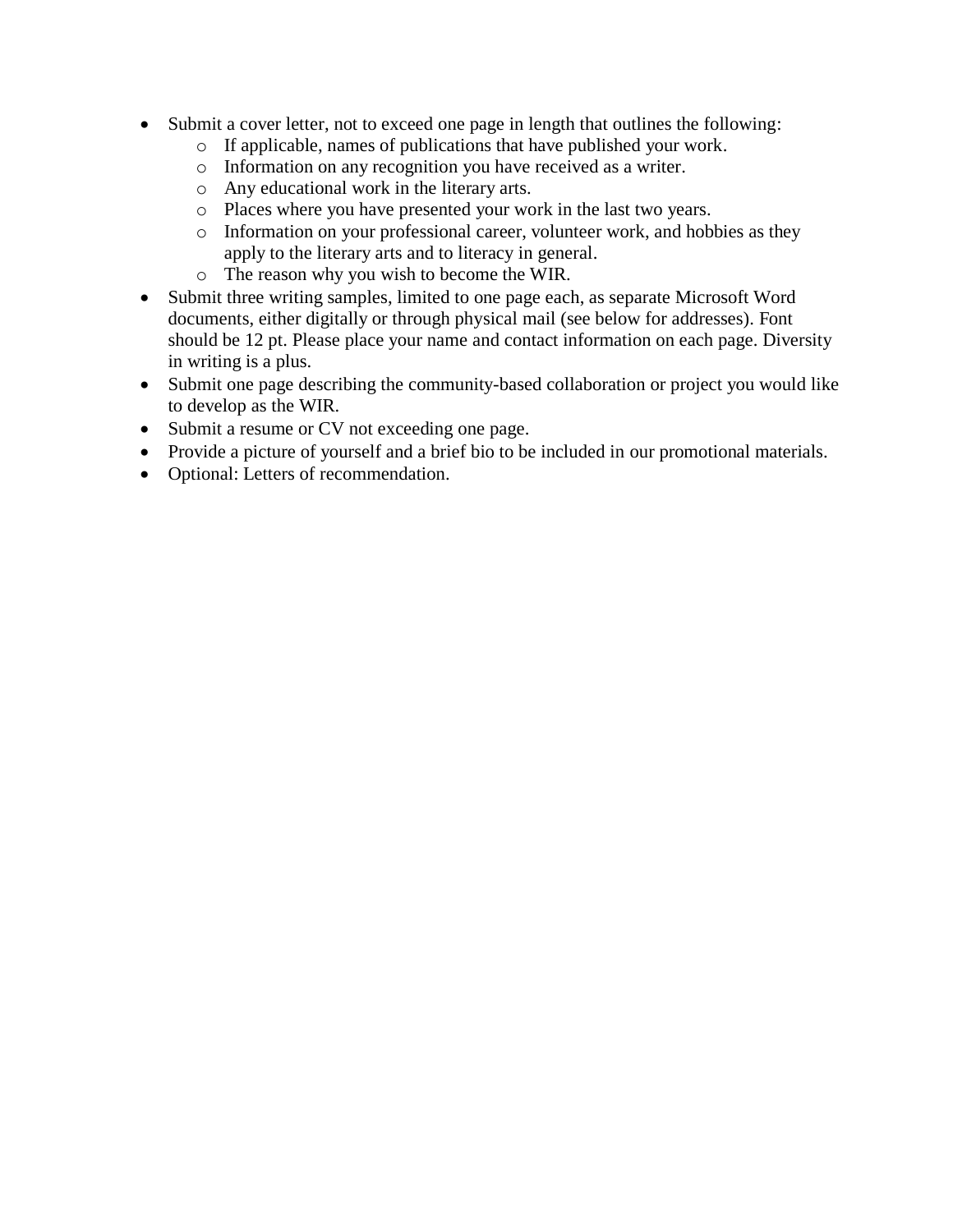- Submit a cover letter, not to exceed one page in length that outlines the following:
  - If applicable, names of publications that have published your work.
  - Information on any recognition you have received as a writer.
  - Any educational work in the literary arts.
  - Places where you have presented your work in the last two years.
  - Information on your professional career, volunteer work, and hobbies as they apply to the literary arts and to literacy in general.
  - The reason why you wish to become the WIR.
- Submit three writing samples, limited to one page each, as separate Microsoft Word documents, either digitally or through physical mail (see below for addresses). Font should be 12 pt. Please place your name and contact information on each page. Diversity in writing is a plus.
- Submit one page describing the community-based collaboration or project you would like to develop as the WIR.
- Submit a resume or CV not exceeding one page.
- Provide a picture of yourself and a brief bio to be included in our promotional materials.
- Optional: Letters of recommendation.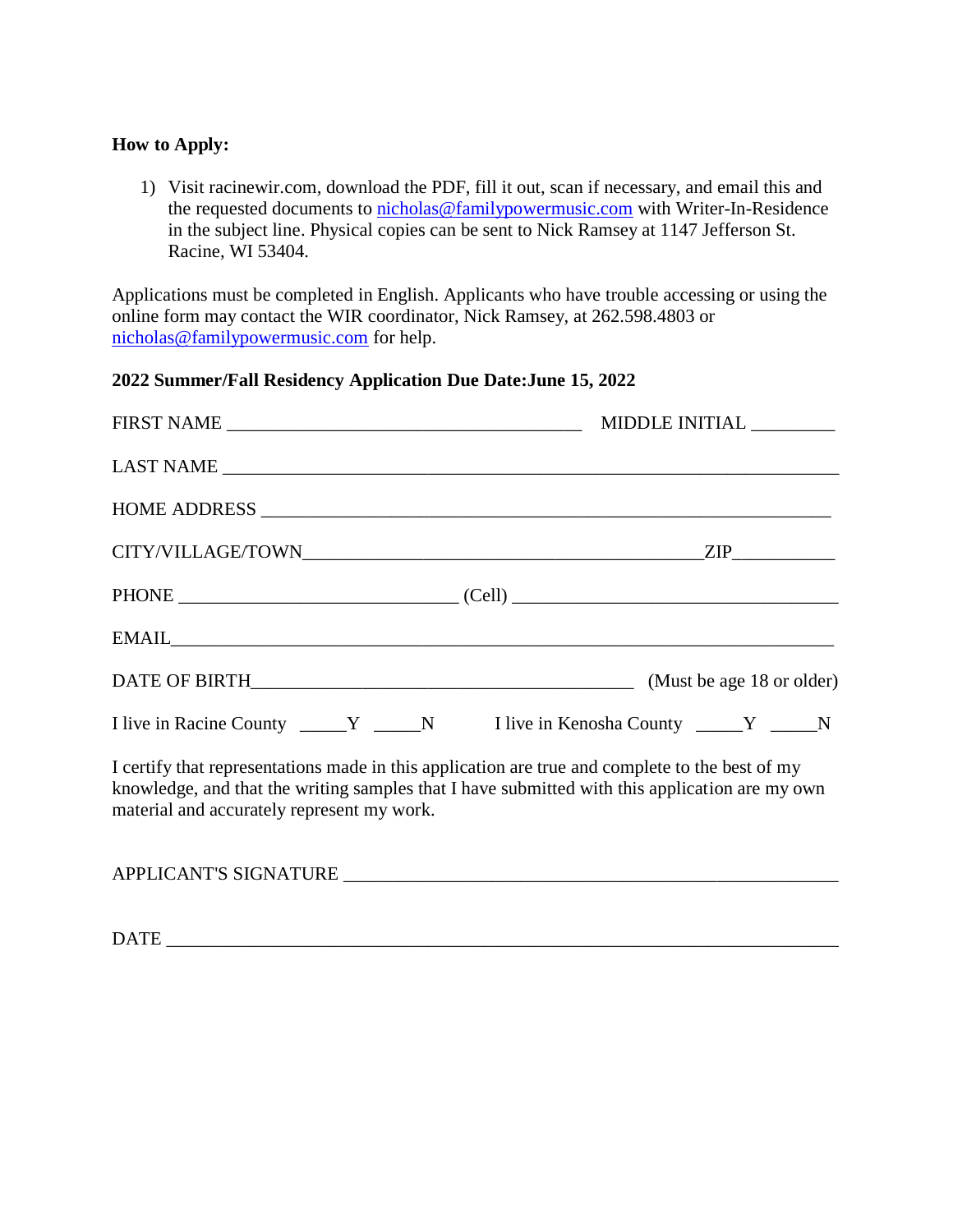**How to Apply:**

1) Visit racinewir.com, download the PDF, fill it out, scan if necessary, and email this and the requested documents to nicholas@familypowermusic.com with Writer-In-Residence in the subject line. Physical copies can be sent to Nick Ramsey at 1147 Jefferson St. Racine, WI 53404.

Applications must be completed in English. Applicants who have trouble accessing or using the online form may contact the WIR coordinator, Nick Ramsey, at 262.598.4803 or nicholas@familypowermusic.com for help.

**2022 Summer/Fall Residency Application Due Date:June 15, 2022**

FIRST NAME ________________________________________ MIDDLE INITIAL _________

LAST NAME ______________________________________________________________________

HOME ADDRESS ________________________________________________________________

CITY/VILLAGE/TOWN____________________________________________ZIP___________

PHONE ______________________________ (Cell) ___________________________________

EMAIL__________________________________________________________________________

DATE OF BIRTH__________________________________________ (Must be age 18 or older)

I live in Racine County _____Y _____N I live in Kenosha County _____Y _____N

I certify that representations made in this application are true and complete to the best of my knowledge, and that the writing samples that I have submitted with this application are my own material and accurately represent my work.

APPLICANT'S SIGNATURE _______________________________________________________

DATE ___________________________________________________________________________